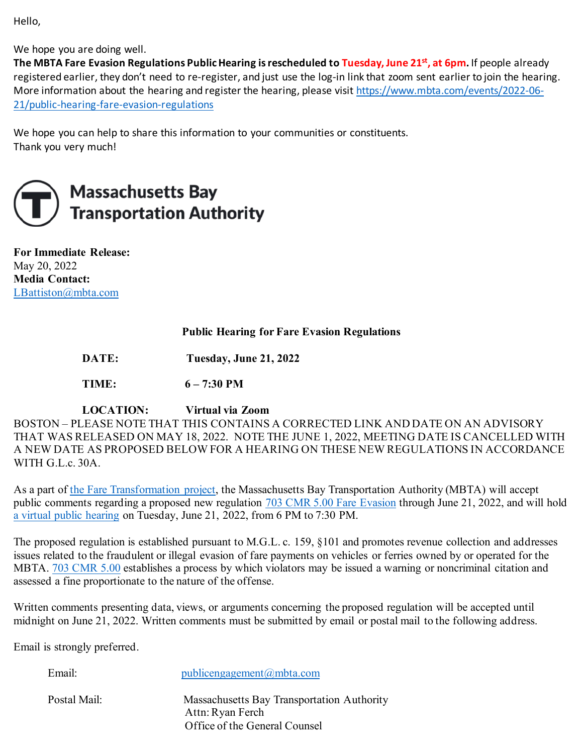Hello,

We hope you are doing well.
**The MBTA Fare Evasion Regulations Public Hearing is rescheduled to Tuesday, June 21st, at 6pm.** If people already registered earlier, they don't need to re-register, and just use the log-in link that zoom sent earlier to join the hearing. More information about the hearing and register the hearing, please visit https://www.mbta.com/events/2022-06-21/public-hearing-fare-evasion-regulations

We hope you can help to share this information to your communities or constituents.
Thank you very much!

**Massachusetts Bay Transportation Authority**

**For Immediate Release:**
May 20, 2022
**Media Contact:**
LBattiston@mbta.com

**Public Hearing for Fare Evasion Regulations**

**DATE:** **Tuesday, June 21, 2022**

**TIME:** **6 – 7:30 PM**

**LOCATION:** **Virtual via Zoom**

BOSTON – PLEASE NOTE THAT THIS CONTAINS A CORRECTED LINK AND DATE ON AN ADVISORY THAT WAS RELEASED ON MAY 18, 2022. NOTE THE JUNE 1, 2022, MEETING DATE IS CANCELLED WITH A NEW DATE AS PROPOSED BELOW FOR A HEARING ON THESE NEW REGULATIONS IN ACCORDANCE WITH G.L.c. 30A.

As a part of the Fare Transformation project, the Massachusetts Bay Transportation Authority (MBTA) will accept public comments regarding a proposed new regulation 703 CMR 5.00 Fare Evasion through June 21, 2022, and will hold a virtual public hearing on Tuesday, June 21, 2022, from 6 PM to 7:30 PM.

The proposed regulation is established pursuant to M.G.L. c. 159, §101 and promotes revenue collection and addresses issues related to the fraudulent or illegal evasion of fare payments on vehicles or ferries owned by or operated for the MBTA. 703 CMR 5.00 establishes a process by which violators may be issued a warning or noncriminal citation and assessed a fine proportionate to the nature of the offense.

Written comments presenting data, views, or arguments concerning the proposed regulation will be accepted until midnight on June 21, 2022. Written comments must be submitted by email or postal mail to the following address.

Email is strongly preferred.

Email: publicengagement@mbta.com

Postal Mail: Massachusetts Bay Transportation Authority
Attn: Ryan Ferch
Office of the General Counsel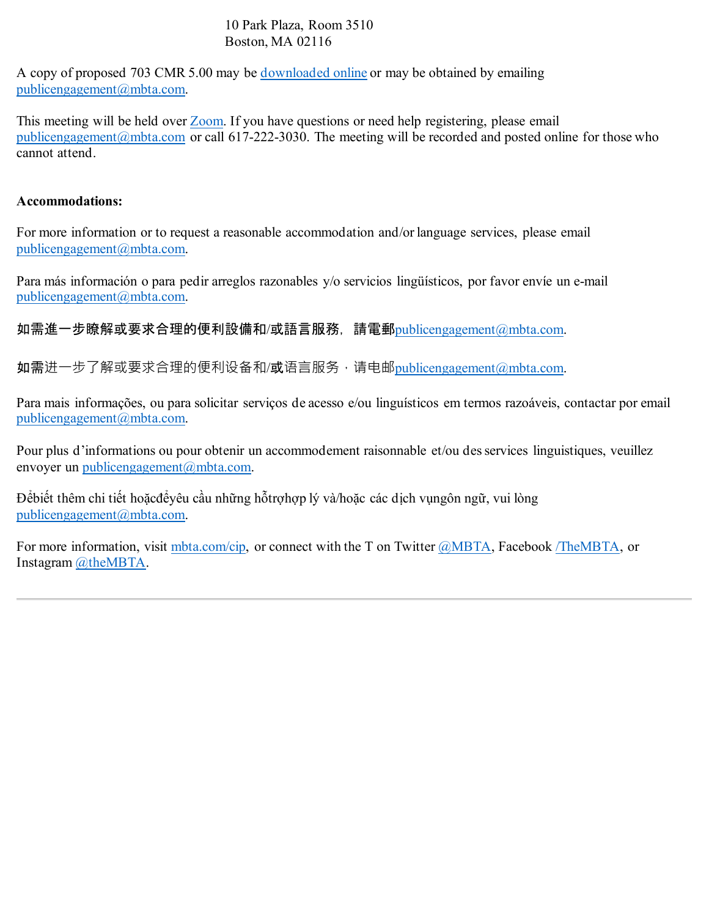10 Park Plaza, Room 3510
Boston, MA 02116

A copy of proposed 703 CMR 5.00 may be downloaded online or may be obtained by emailing publicengagement@mbta.com.

This meeting will be held over Zoom. If you have questions or need help registering, please email publicengagement@mbta.com or call 617-222-3030. The meeting will be recorded and posted online for those who cannot attend.

**Accommodations:**

For more information or to request a reasonable accommodation and/or language services, please email publicengagement@mbta.com.

Para más información o para pedir arreglos razonables y/o servicios lingüísticos, por favor envíe un e-mail publicengagement@mbta.com.

如需進一步瞭解或要求合理的便利設備和/或語言服務，請電郵publicengagement@mbta.com.

如需进一步了解或要求合理的便利设备和/或语言服务，请电邮publicengagement@mbta.com.

Para mais informações, ou para solicitar serviços de acesso e/ou linguísticos em termos razoáveis, contactar por email publicengagement@mbta.com.

Pour plus d'informations ou pour obtenir un accommodement raisonnable et/ou des services linguistiques, veuillez envoyer un publicengagement@mbta.com.

Để biết thêm chi tiết hoặc để yêu cầu những hỗ trợ hợp lý và/hoặc các dịch vụ ngôn ngữ, vui lòng publicengagement@mbta.com.

For more information, visit mbta.com/cip, or connect with the T on Twitter @MBTA, Facebook /TheMBTA, or Instagram @theMBTA.